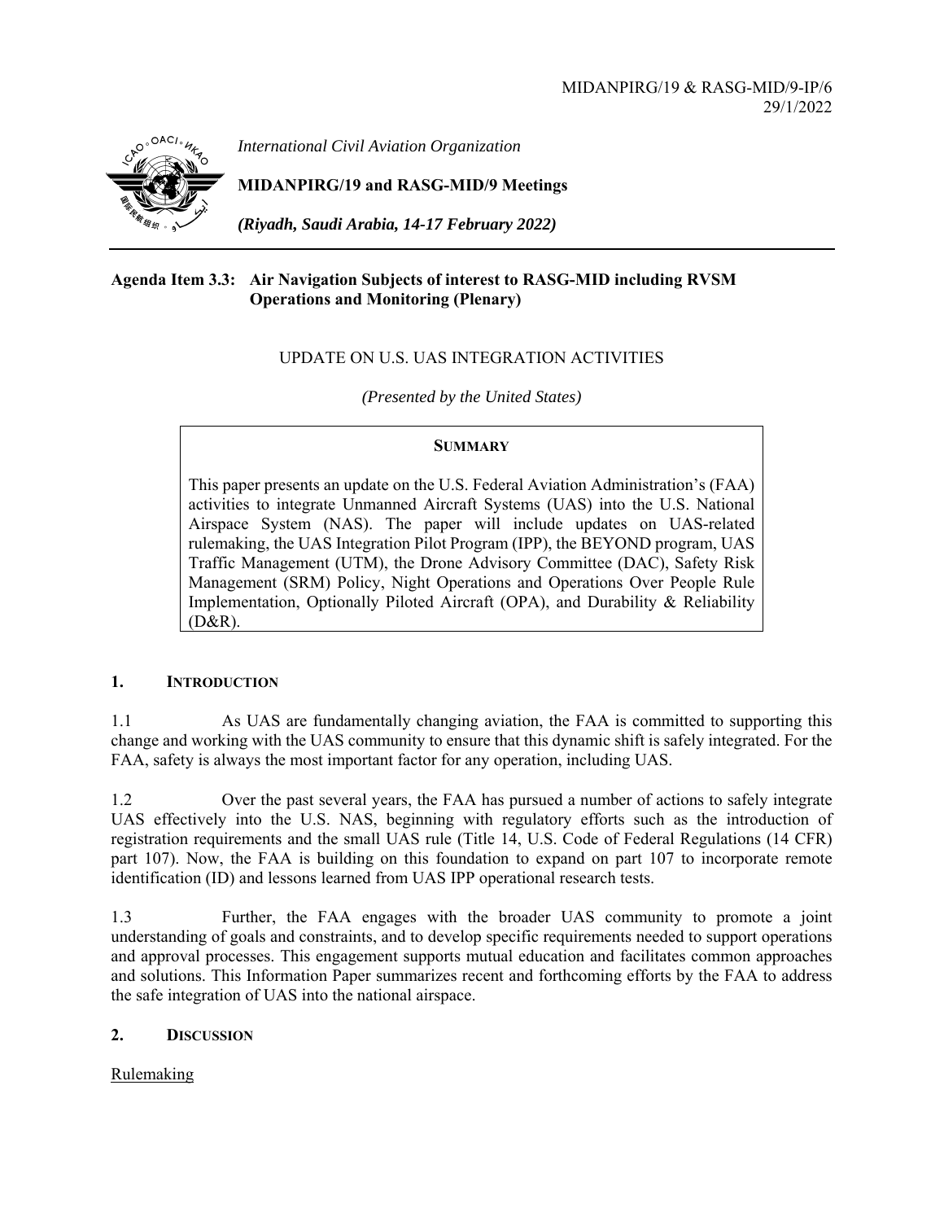MIDANPIRG/19 & RASG-MID/9-IP/6
29/1/2022

*International Civil Aviation Organization*

**MIDANPIRG/19 and RASG-MID/9 Meetings**

***(Riyadh, Saudi Arabia, 14-17 February 2022)***

---

**Agenda Item 3.3: Air Navigation Subjects of interest to RASG-MID including RVSM Operations and Monitoring (Plenary)**

UPDATE ON U.S. UAS INTEGRATION ACTIVITIES

*(Presented by the United States)*

> **SUMMARY**
>
> This paper presents an update on the U.S. Federal Aviation Administration's (FAA) activities to integrate Unmanned Aircraft Systems (UAS) into the U.S. National Airspace System (NAS). The paper will include updates on UAS-related rulemaking, the UAS Integration Pilot Program (IPP), the BEYOND program, UAS Traffic Management (UTM), the Drone Advisory Committee (DAC), Safety Risk Management (SRM) Policy, Night Operations and Operations Over People Rule Implementation, Optionally Piloted Aircraft (OPA), and Durability & Reliability (D&R).

## 1. INTRODUCTION

1.1 As UAS are fundamentally changing aviation, the FAA is committed to supporting this change and working with the UAS community to ensure that this dynamic shift is safely integrated. For the FAA, safety is always the most important factor for any operation, including UAS.

1.2 Over the past several years, the FAA has pursued a number of actions to safely integrate UAS effectively into the U.S. NAS, beginning with regulatory efforts such as the introduction of registration requirements and the small UAS rule (Title 14, U.S. Code of Federal Regulations (14 CFR) part 107). Now, the FAA is building on this foundation to expand on part 107 to incorporate remote identification (ID) and lessons learned from UAS IPP operational research tests.

1.3 Further, the FAA engages with the broader UAS community to promote a joint understanding of goals and constraints, and to develop specific requirements needed to support operations and approval processes. This engagement supports mutual education and facilitates common approaches and solutions. This Information Paper summarizes recent and forthcoming efforts by the FAA to address the safe integration of UAS into the national airspace.

## 2. DISCUSSION

Rulemaking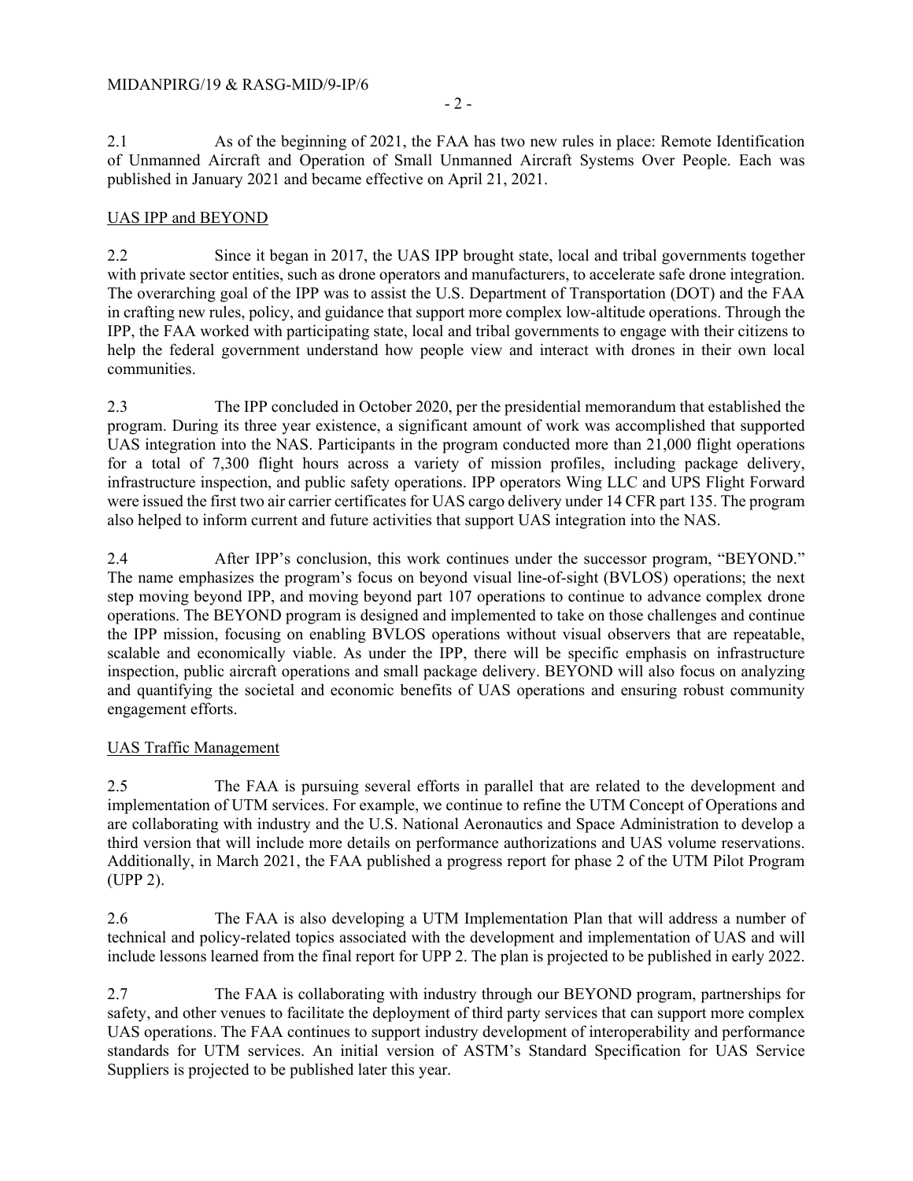2.1 As of the beginning of 2021, the FAA has two new rules in place: Remote Identification of Unmanned Aircraft and Operation of Small Unmanned Aircraft Systems Over People. Each was published in January 2021 and became effective on April 21, 2021.

## UAS IPP and BEYOND

2.2 Since it began in 2017, the UAS IPP brought state, local and tribal governments together with private sector entities, such as drone operators and manufacturers, to accelerate safe drone integration. The overarching goal of the IPP was to assist the U.S. Department of Transportation (DOT) and the FAA in crafting new rules, policy, and guidance that support more complex low-altitude operations. Through the IPP, the FAA worked with participating state, local and tribal governments to engage with their citizens to help the federal government understand how people view and interact with drones in their own local communities.

2.3 The IPP concluded in October 2020, per the presidential memorandum that established the program. During its three year existence, a significant amount of work was accomplished that supported UAS integration into the NAS. Participants in the program conducted more than 21,000 flight operations for a total of 7,300 flight hours across a variety of mission profiles, including package delivery, infrastructure inspection, and public safety operations. IPP operators Wing LLC and UPS Flight Forward were issued the first two air carrier certificates for UAS cargo delivery under 14 CFR part 135. The program also helped to inform current and future activities that support UAS integration into the NAS.

2.4 After IPP's conclusion, this work continues under the successor program, "BEYOND." The name emphasizes the program's focus on beyond visual line-of-sight (BVLOS) operations; the next step moving beyond IPP, and moving beyond part 107 operations to continue to advance complex drone operations. The BEYOND program is designed and implemented to take on those challenges and continue the IPP mission, focusing on enabling BVLOS operations without visual observers that are repeatable, scalable and economically viable. As under the IPP, there will be specific emphasis on infrastructure inspection, public aircraft operations and small package delivery. BEYOND will also focus on analyzing and quantifying the societal and economic benefits of UAS operations and ensuring robust community engagement efforts.

## UAS Traffic Management

2.5 The FAA is pursuing several efforts in parallel that are related to the development and implementation of UTM services. For example, we continue to refine the UTM Concept of Operations and are collaborating with industry and the U.S. National Aeronautics and Space Administration to develop a third version that will include more details on performance authorizations and UAS volume reservations. Additionally, in March 2021, the FAA published a progress report for phase 2 of the UTM Pilot Program (UPP 2).

2.6 The FAA is also developing a UTM Implementation Plan that will address a number of technical and policy-related topics associated with the development and implementation of UAS and will include lessons learned from the final report for UPP 2. The plan is projected to be published in early 2022.

2.7 The FAA is collaborating with industry through our BEYOND program, partnerships for safety, and other venues to facilitate the deployment of third party services that can support more complex UAS operations. The FAA continues to support industry development of interoperability and performance standards for UTM services. An initial version of ASTM's Standard Specification for UAS Service Suppliers is projected to be published later this year.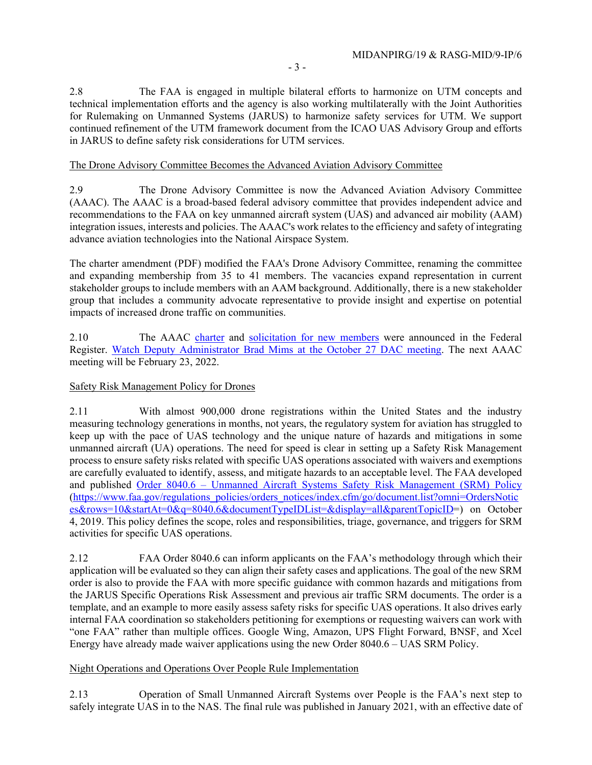2.8 The FAA is engaged in multiple bilateral efforts to harmonize on UTM concepts and technical implementation efforts and the agency is also working multilaterally with the Joint Authorities for Rulemaking on Unmanned Systems (JARUS) to harmonize safety services for UTM. We support continued refinement of the UTM framework document from the ICAO UAS Advisory Group and efforts in JARUS to define safety risk considerations for UTM services.

The Drone Advisory Committee Becomes the Advanced Aviation Advisory Committee

2.9 The Drone Advisory Committee is now the Advanced Aviation Advisory Committee (AAAC). The AAAC is a broad-based federal advisory committee that provides independent advice and recommendations to the FAA on key unmanned aircraft system (UAS) and advanced air mobility (AAM) integration issues, interests and policies. The AAAC's work relates to the efficiency and safety of integrating advance aviation technologies into the National Airspace System.

The charter amendment (PDF) modified the FAA's Drone Advisory Committee, renaming the committee and expanding membership from 35 to 41 members. The vacancies expand representation in current stakeholder groups to include members with an AAM background. Additionally, there is a new stakeholder group that includes a community advocate representative to provide insight and expertise on potential impacts of increased drone traffic on communities.

2.10 The AAAC charter and solicitation for new members were announced in the Federal Register. Watch Deputy Administrator Brad Mims at the October 27 DAC meeting. The next AAAC meeting will be February 23, 2022.

Safety Risk Management Policy for Drones

2.11 With almost 900,000 drone registrations within the United States and the industry measuring technology generations in months, not years, the regulatory system for aviation has struggled to keep up with the pace of UAS technology and the unique nature of hazards and mitigations in some unmanned aircraft (UA) operations. The need for speed is clear in setting up a Safety Risk Management process to ensure safety risks related with specific UAS operations associated with waivers and exemptions are carefully evaluated to identify, assess, and mitigate hazards to an acceptable level. The FAA developed and published Order 8040.6 – Unmanned Aircraft Systems Safety Risk Management (SRM) Policy (https://www.faa.gov/regulations_policies/orders_notices/index.cfm/go/document.list?omni=OrdersNotices&rows=10&startAt=0&q=8040.6&documentTypeIDList=&display=all&parentTopicID=) on October 4, 2019. This policy defines the scope, roles and responsibilities, triage, governance, and triggers for SRM activities for specific UAS operations.

2.12 FAA Order 8040.6 can inform applicants on the FAA's methodology through which their application will be evaluated so they can align their safety cases and applications. The goal of the new SRM order is also to provide the FAA with more specific guidance with common hazards and mitigations from the JARUS Specific Operations Risk Assessment and previous air traffic SRM documents. The order is a template, and an example to more easily assess safety risks for specific UAS operations. It also drives early internal FAA coordination so stakeholders petitioning for exemptions or requesting waivers can work with "one FAA" rather than multiple offices. Google Wing, Amazon, UPS Flight Forward, BNSF, and Xcel Energy have already made waiver applications using the new Order 8040.6 – UAS SRM Policy.

Night Operations and Operations Over People Rule Implementation

2.13 Operation of Small Unmanned Aircraft Systems over People is the FAA's next step to safely integrate UAS in to the NAS. The final rule was published in January 2021, with an effective date of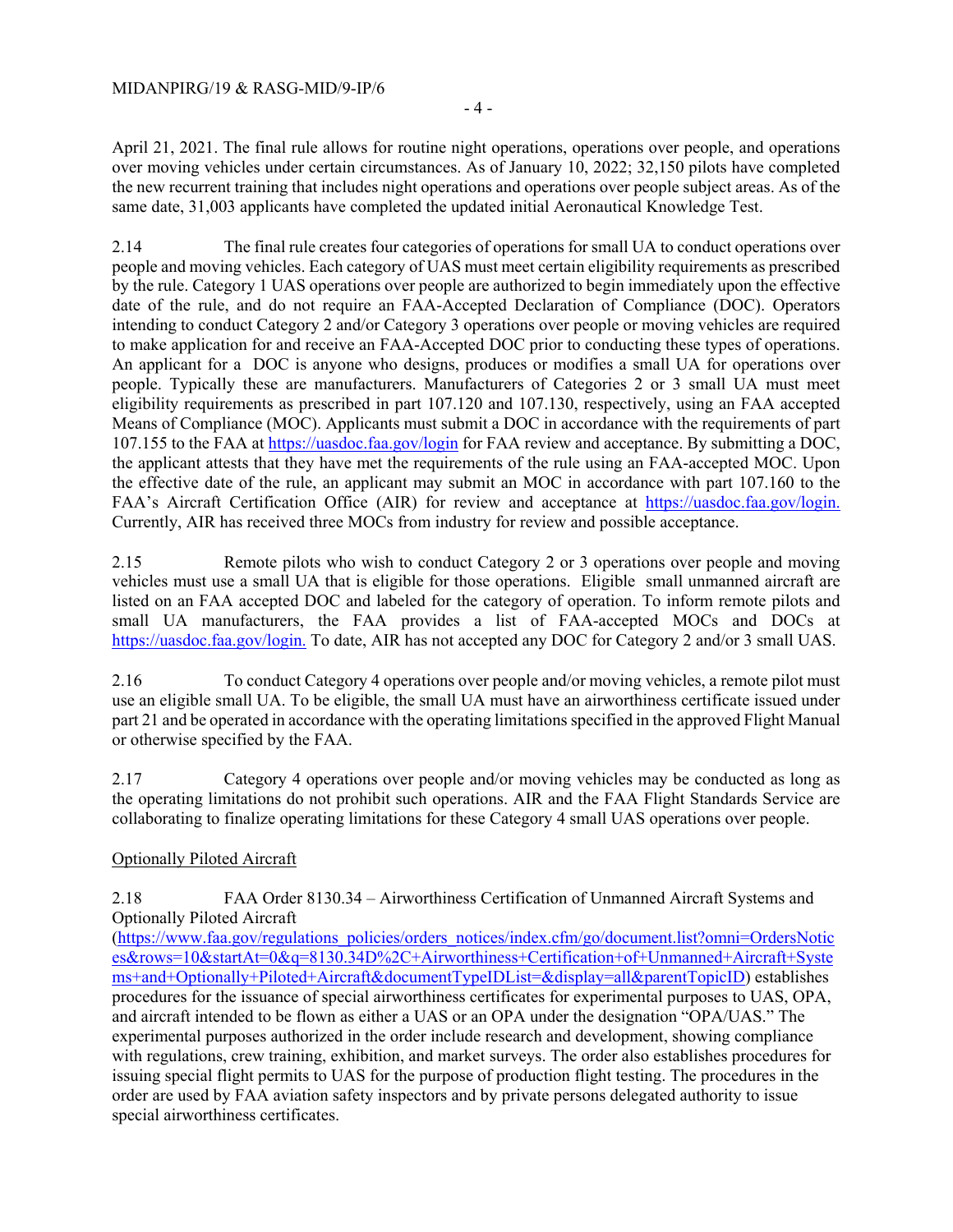April 21, 2021. The final rule allows for routine night operations, operations over people, and operations over moving vehicles under certain circumstances. As of January 10, 2022; 32,150 pilots have completed the new recurrent training that includes night operations and operations over people subject areas. As of the same date, 31,003 applicants have completed the updated initial Aeronautical Knowledge Test.

2.14 The final rule creates four categories of operations for small UA to conduct operations over people and moving vehicles. Each category of UAS must meet certain eligibility requirements as prescribed by the rule. Category 1 UAS operations over people are authorized to begin immediately upon the effective date of the rule, and do not require an FAA-Accepted Declaration of Compliance (DOC). Operators intending to conduct Category 2 and/or Category 3 operations over people or moving vehicles are required to make application for and receive an FAA-Accepted DOC prior to conducting these types of operations. An applicant for a DOC is anyone who designs, produces or modifies a small UA for operations over people. Typically these are manufacturers. Manufacturers of Categories 2 or 3 small UA must meet eligibility requirements as prescribed in part 107.120 and 107.130, respectively, using an FAA accepted Means of Compliance (MOC). Applicants must submit a DOC in accordance with the requirements of part 107.155 to the FAA at [https://uasdoc.faa.gov/login](https://uasdoc.faa.gov/login) for FAA review and acceptance. By submitting a DOC, the applicant attests that they have met the requirements of the rule using an FAA-accepted MOC. Upon the effective date of the rule, an applicant may submit an MOC in accordance with part 107.160 to the FAA's Aircraft Certification Office (AIR) for review and acceptance at [https://uasdoc.faa.gov/login.](https://uasdoc.faa.gov/login) Currently, AIR has received three MOCs from industry for review and possible acceptance.

2.15 Remote pilots who wish to conduct Category 2 or 3 operations over people and moving vehicles must use a small UA that is eligible for those operations. Eligible small unmanned aircraft are listed on an FAA accepted DOC and labeled for the category of operation. To inform remote pilots and small UA manufacturers, the FAA provides a list of FAA-accepted MOCs and DOCs at [https://uasdoc.faa.gov/login.](https://uasdoc.faa.gov/login) To date, AIR has not accepted any DOC for Category 2 and/or 3 small UAS.

2.16 To conduct Category 4 operations over people and/or moving vehicles, a remote pilot must use an eligible small UA. To be eligible, the small UA must have an airworthiness certificate issued under part 21 and be operated in accordance with the operating limitations specified in the approved Flight Manual or otherwise specified by the FAA.

2.17 Category 4 operations over people and/or moving vehicles may be conducted as long as the operating limitations do not prohibit such operations. AIR and the FAA Flight Standards Service are collaborating to finalize operating limitations for these Category 4 small UAS operations over people.

Optionally Piloted Aircraft

2.18 FAA Order 8130.34 – Airworthiness Certification of Unmanned Aircraft Systems and Optionally Piloted Aircraft ([https://www.faa.gov/regulations_policies/orders_notices/index.cfm/go/document.list?omni=OrdersNotices&rows=10&startAt=0&q=8130.34D%2C+Airworthiness+Certification+of+Unmanned+Aircraft+Systems+and+Optionally+Piloted+Aircraft&documentTypeIDList=&display=all&parentTopicID](https://www.faa.gov/regulations_policies/orders_notices/index.cfm/go/document.list?omni=OrdersNotices&rows=10&startAt=0&q=8130.34D%2C+Airworthiness+Certification+of+Unmanned+Aircraft+Systems+and+Optionally+Piloted+Aircraft&documentTypeIDList=&display=all&parentTopicID)) establishes procedures for the issuance of special airworthiness certificates for experimental purposes to UAS, OPA, and aircraft intended to be flown as either a UAS or an OPA under the designation "OPA/UAS." The experimental purposes authorized in the order include research and development, showing compliance with regulations, crew training, exhibition, and market surveys. The order also establishes procedures for issuing special flight permits to UAS for the purpose of production flight testing. The procedures in the order are used by FAA aviation safety inspectors and by private persons delegated authority to issue special airworthiness certificates.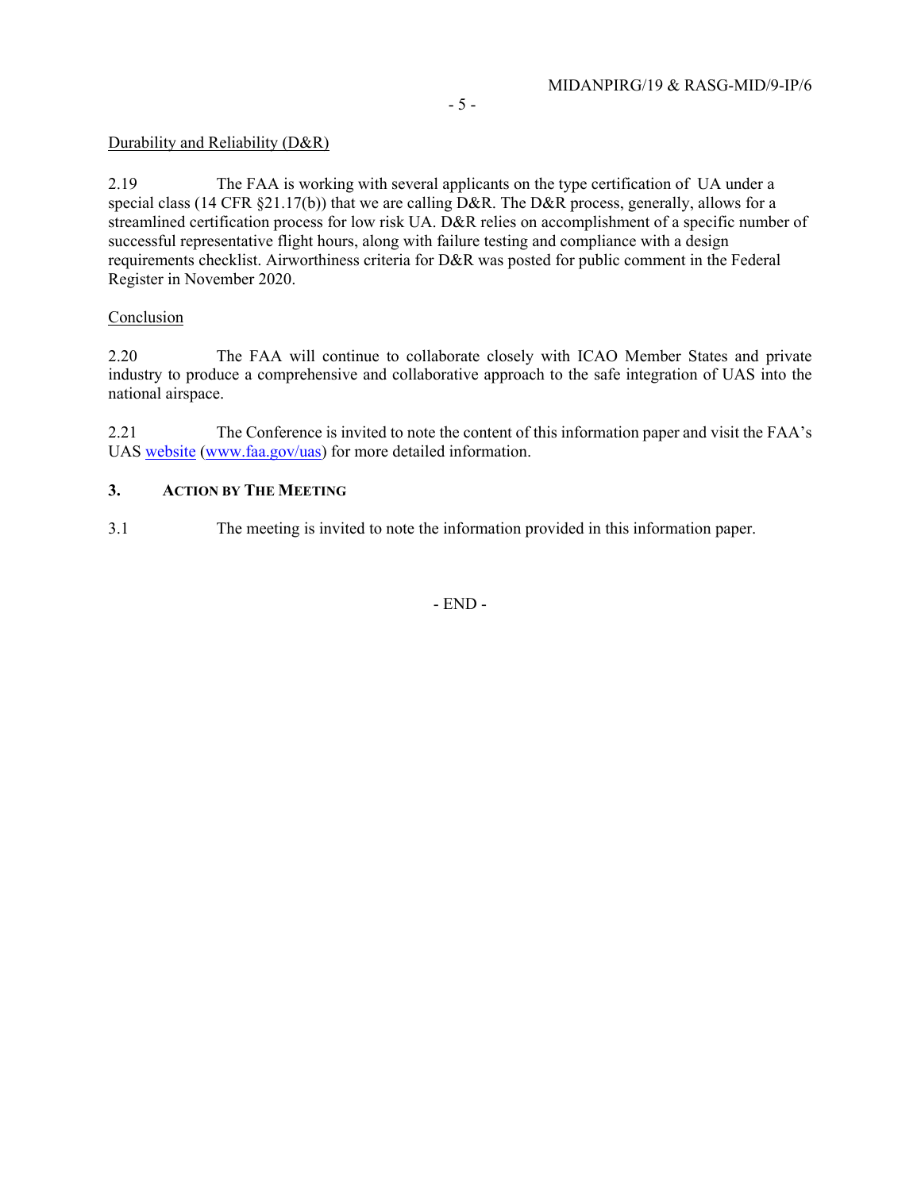Durability and Reliability (D&R)

2.19 The FAA is working with several applicants on the type certification of UA under a special class (14 CFR §21.17(b)) that we are calling D&R. The D&R process, generally, allows for a streamlined certification process for low risk UA. D&R relies on accomplishment of a specific number of successful representative flight hours, along with failure testing and compliance with a design requirements checklist. Airworthiness criteria for D&R was posted for public comment in the Federal Register in November 2020.

Conclusion

2.20 The FAA will continue to collaborate closely with ICAO Member States and private industry to produce a comprehensive and collaborative approach to the safe integration of UAS into the national airspace.

2.21 The Conference is invited to note the content of this information paper and visit the FAA's UAS website (www.faa.gov/uas) for more detailed information.

## 3. ACTION BY THE MEETING

3.1 The meeting is invited to note the information provided in this information paper.

- END -